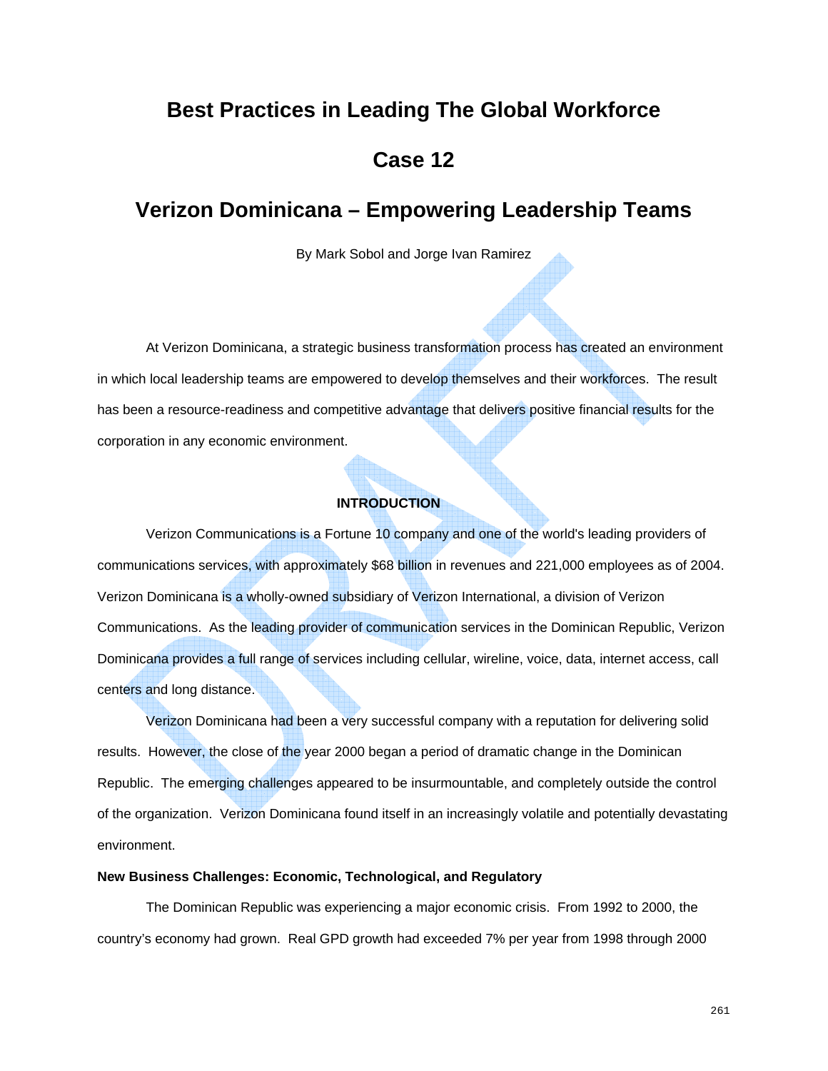# Best Practices in Leading The Global Workforce

# Case 12

# Verizon Dominicana – Empowering Leadership Teams

By Mark Sobol and Jorge Ivan Ramirez

At Verizon Dominicana, a strategic business transformation process has created an environment in which local leadership teams are empowered to develop themselves and their workforces. The result has been a resource-readiness and competitive advantage that delivers positive financial results for the corporation in any economic environment.

## INTRODUCTION

Verizon Communications is a Fortune 10 company and one of the world's leading providers of communications services, with approximately $68 billion in revenues and 221,000 employees as of 2004. Verizon Dominicana is a wholly-owned subsidiary of Verizon International, a division of Verizon Communications. As the leading provider of communication services in the Dominican Republic, Verizon Dominicana provides a full range of services including cellular, wireline, voice, data, internet access, call centers and long distance.

Verizon Dominicana had been a very successful company with a reputation for delivering solid results. However, the close of the year 2000 began a period of dramatic change in the Dominican Republic. The emerging challenges appeared to be insurmountable, and completely outside the control of the organization. Verizon Dominicana found itself in an increasingly volatile and potentially devastating environment.

### New Business Challenges: Economic, Technological, and Regulatory

The Dominican Republic was experiencing a major economic crisis. From 1992 to 2000, the country's economy had grown. Real GPD growth had exceeded 7% per year from 1998 through 2000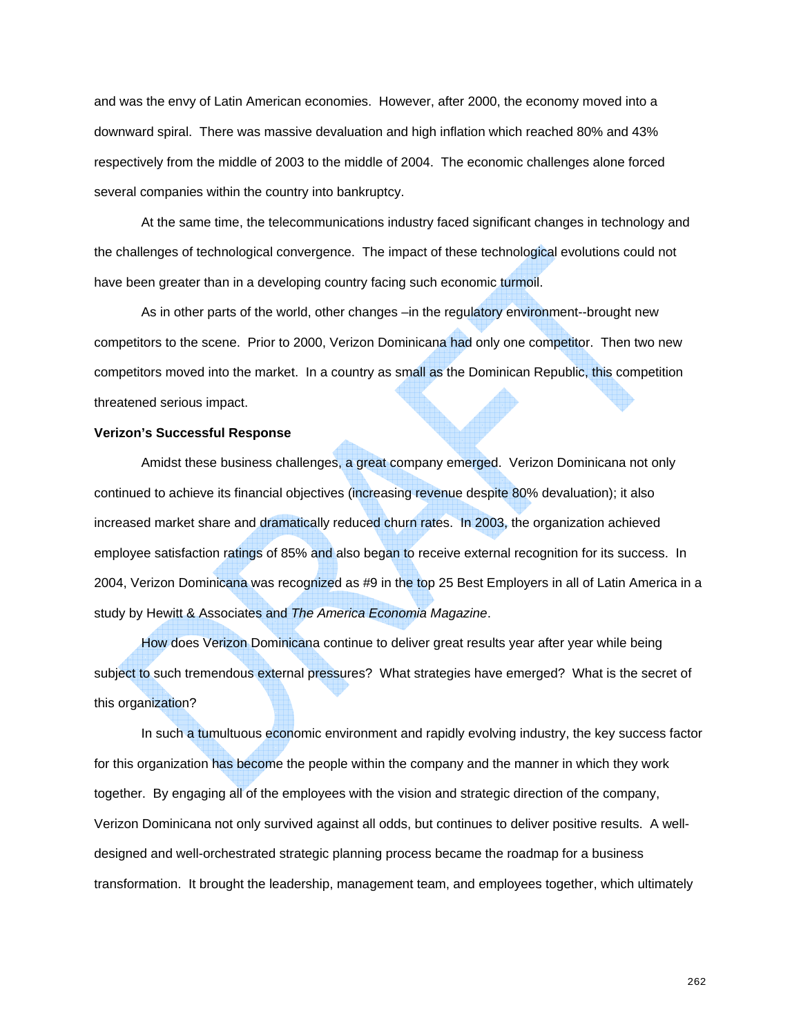and was the envy of Latin American economies. However, after 2000, the economy moved into a downward spiral. There was massive devaluation and high inflation which reached 80% and 43% respectively from the middle of 2003 to the middle of 2004. The economic challenges alone forced several companies within the country into bankruptcy.

At the same time, the telecommunications industry faced significant changes in technology and the challenges of technological convergence. The impact of these technological evolutions could not have been greater than in a developing country facing such economic turmoil.

As in other parts of the world, other changes –in the regulatory environment--brought new competitors to the scene. Prior to 2000, Verizon Dominicana had only one competitor. Then two new competitors moved into the market. In a country as small as the Dominican Republic, this competition threatened serious impact.

**Verizon's Successful Response**

Amidst these business challenges, a great company emerged. Verizon Dominicana not only continued to achieve its financial objectives (increasing revenue despite 80% devaluation); it also increased market share and dramatically reduced churn rates. In 2003, the organization achieved employee satisfaction ratings of 85% and also began to receive external recognition for its success. In 2004, Verizon Dominicana was recognized as #9 in the top 25 Best Employers in all of Latin America in a study by Hewitt & Associates and *The America Economia Magazine*.

How does Verizon Dominicana continue to deliver great results year after year while being subject to such tremendous external pressures? What strategies have emerged? What is the secret of this organization?

In such a tumultuous economic environment and rapidly evolving industry, the key success factor for this organization has become the people within the company and the manner in which they work together. By engaging all of the employees with the vision and strategic direction of the company, Verizon Dominicana not only survived against all odds, but continues to deliver positive results. A well-designed and well-orchestrated strategic planning process became the roadmap for a business transformation. It brought the leadership, management team, and employees together, which ultimately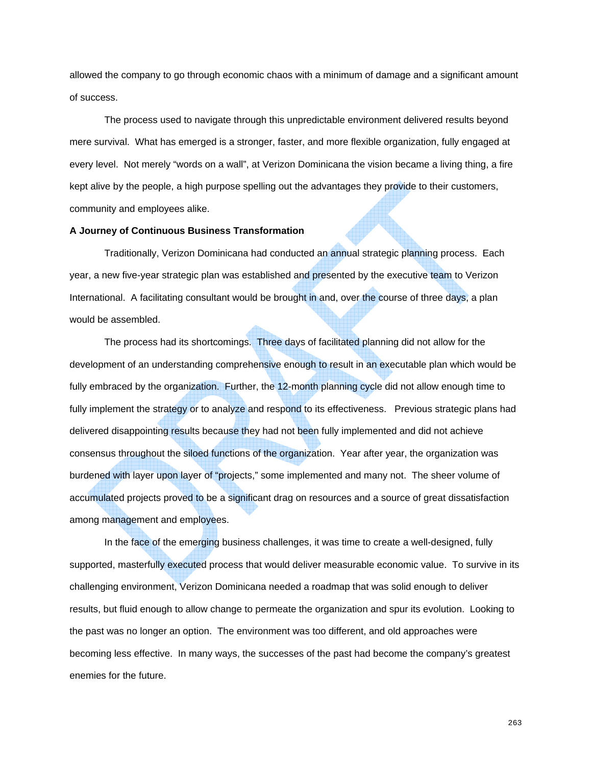allowed the company to go through economic chaos with a minimum of damage and a significant amount of success.

The process used to navigate through this unpredictable environment delivered results beyond mere survival. What has emerged is a stronger, faster, and more flexible organization, fully engaged at every level. Not merely "words on a wall", at Verizon Dominicana the vision became a living thing, a fire kept alive by the people, a high purpose spelling out the advantages they provide to their customers, community and employees alike.

**A Journey of Continuous Business Transformation**

Traditionally, Verizon Dominicana had conducted an annual strategic planning process. Each year, a new five-year strategic plan was established and presented by the executive team to Verizon International. A facilitating consultant would be brought in and, over the course of three days, a plan would be assembled.

The process had its shortcomings. Three days of facilitated planning did not allow for the development of an understanding comprehensive enough to result in an executable plan which would be fully embraced by the organization. Further, the 12-month planning cycle did not allow enough time to fully implement the strategy or to analyze and respond to its effectiveness. Previous strategic plans had delivered disappointing results because they had not been fully implemented and did not achieve consensus throughout the siloed functions of the organization. Year after year, the organization was burdened with layer upon layer of "projects," some implemented and many not. The sheer volume of accumulated projects proved to be a significant drag on resources and a source of great dissatisfaction among management and employees.

In the face of the emerging business challenges, it was time to create a well-designed, fully supported, masterfully executed process that would deliver measurable economic value. To survive in its challenging environment, Verizon Dominicana needed a roadmap that was solid enough to deliver results, but fluid enough to allow change to permeate the organization and spur its evolution. Looking to the past was no longer an option. The environment was too different, and old approaches were becoming less effective. In many ways, the successes of the past had become the company's greatest enemies for the future.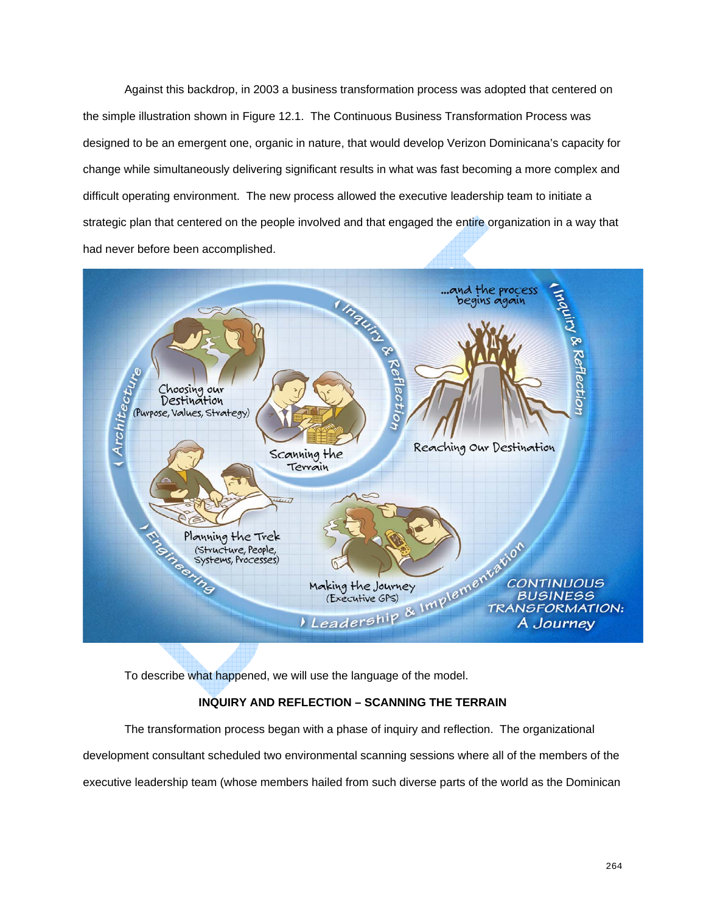Against this backdrop, in 2003 a business transformation process was adopted that centered on the simple illustration shown in Figure 12.1. The Continuous Business Transformation Process was designed to be an emergent one, organic in nature, that would develop Verizon Dominicana's capacity for change while simultaneously delivering significant results in what was fast becoming a more complex and difficult operating environment. The new process allowed the executive leadership team to initiate a strategic plan that centered on the people involved and that engaged the entire organization in a way that had never before been accomplished.

To describe what happened, we will use the language of the model.

**INQUIRY AND REFLECTION – SCANNING THE TERRAIN**

The transformation process began with a phase of inquiry and reflection. The organizational development consultant scheduled two environmental scanning sessions where all of the members of the executive leadership team (whose members hailed from such diverse parts of the world as the Dominican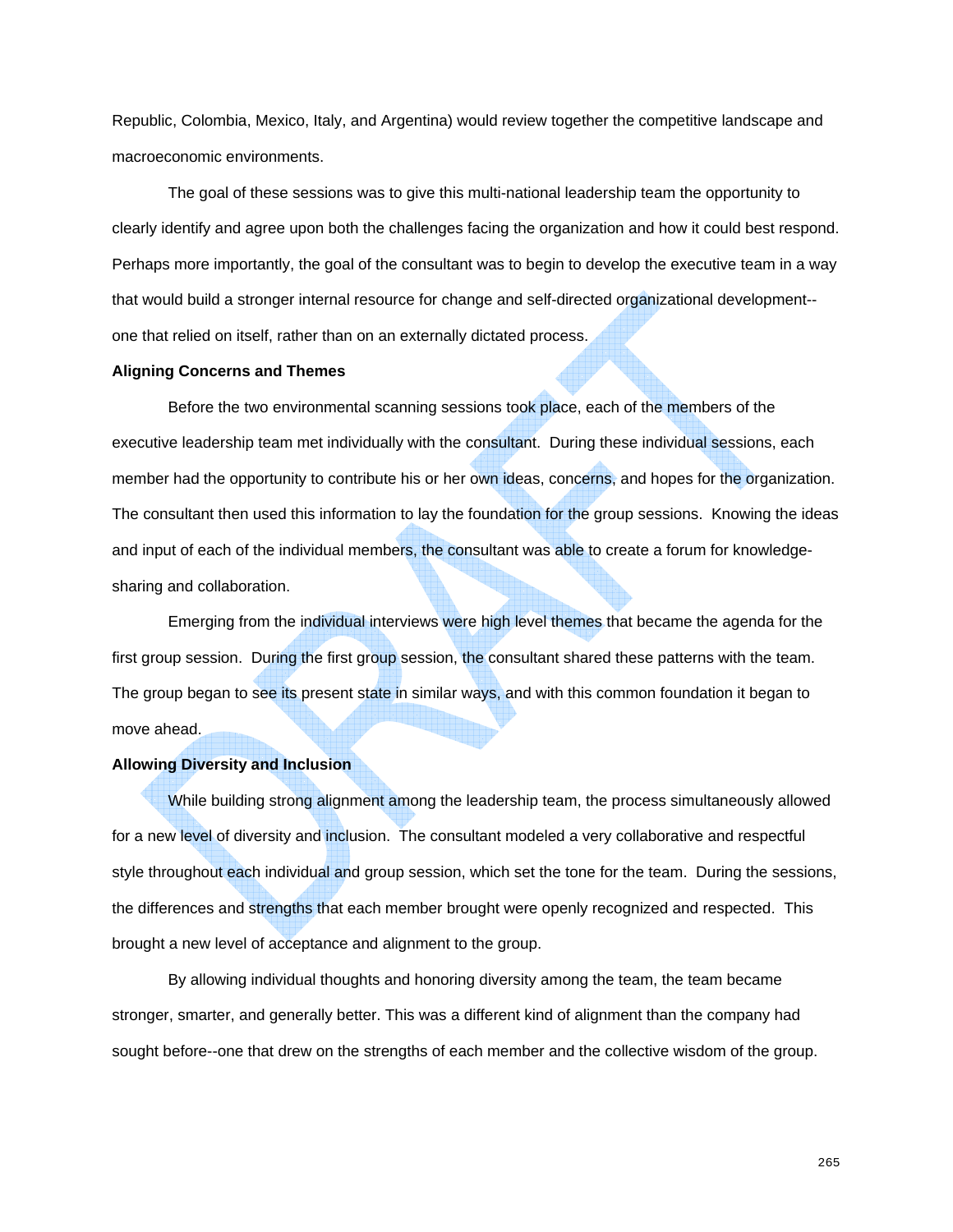Republic, Colombia, Mexico, Italy, and Argentina) would review together the competitive landscape and macroeconomic environments.

The goal of these sessions was to give this multi-national leadership team the opportunity to clearly identify and agree upon both the challenges facing the organization and how it could best respond. Perhaps more importantly, the goal of the consultant was to begin to develop the executive team in a way that would build a stronger internal resource for change and self-directed organizational development--one that relied on itself, rather than on an externally dictated process.

**Aligning Concerns and Themes**

Before the two environmental scanning sessions took place, each of the members of the executive leadership team met individually with the consultant. During these individual sessions, each member had the opportunity to contribute his or her own ideas, concerns, and hopes for the organization. The consultant then used this information to lay the foundation for the group sessions. Knowing the ideas and input of each of the individual members, the consultant was able to create a forum for knowledge-sharing and collaboration.

Emerging from the individual interviews were high level themes that became the agenda for the first group session. During the first group session, the consultant shared these patterns with the team. The group began to see its present state in similar ways, and with this common foundation it began to move ahead.

**Allowing Diversity and Inclusion**

While building strong alignment among the leadership team, the process simultaneously allowed for a new level of diversity and inclusion. The consultant modeled a very collaborative and respectful style throughout each individual and group session, which set the tone for the team. During the sessions, the differences and strengths that each member brought were openly recognized and respected. This brought a new level of acceptance and alignment to the group.

By allowing individual thoughts and honoring diversity among the team, the team became stronger, smarter, and generally better. This was a different kind of alignment than the company had sought before--one that drew on the strengths of each member and the collective wisdom of the group.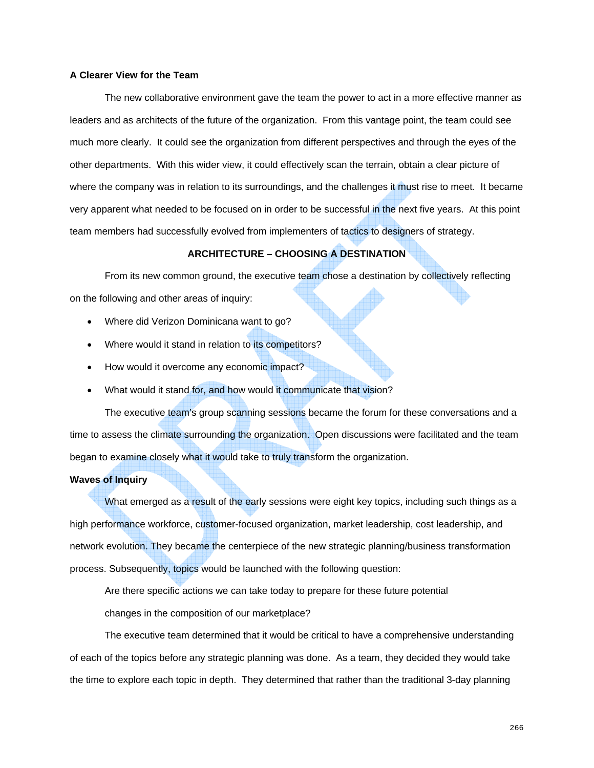**A Clearer View for the Team**

The new collaborative environment gave the team the power to act in a more effective manner as leaders and as architects of the future of the organization. From this vantage point, the team could see much more clearly. It could see the organization from different perspectives and through the eyes of the other departments. With this wider view, it could effectively scan the terrain, obtain a clear picture of where the company was in relation to its surroundings, and the challenges it must rise to meet. It became very apparent what needed to be focused on in order to be successful in the next five years. At this point team members had successfully evolved from implementers of tactics to designers of strategy.

## ARCHITECTURE – CHOOSING A DESTINATION

From its new common ground, the executive team chose a destination by collectively reflecting on the following and other areas of inquiry:

- Where did Verizon Dominicana want to go?
- Where would it stand in relation to its competitors?
- How would it overcome any economic impact?
- What would it stand for, and how would it communicate that vision?

The executive team's group scanning sessions became the forum for these conversations and a time to assess the climate surrounding the organization. Open discussions were facilitated and the team began to examine closely what it would take to truly transform the organization.

**Waves of Inquiry**

What emerged as a result of the early sessions were eight key topics, including such things as a high performance workforce, customer-focused organization, market leadership, cost leadership, and network evolution. They became the centerpiece of the new strategic planning/business transformation process. Subsequently, topics would be launched with the following question:

> Are there specific actions we can take today to prepare for these future potential changes in the composition of our marketplace?

The executive team determined that it would be critical to have a comprehensive understanding of each of the topics before any strategic planning was done. As a team, they decided they would take the time to explore each topic in depth. They determined that rather than the traditional 3-day planning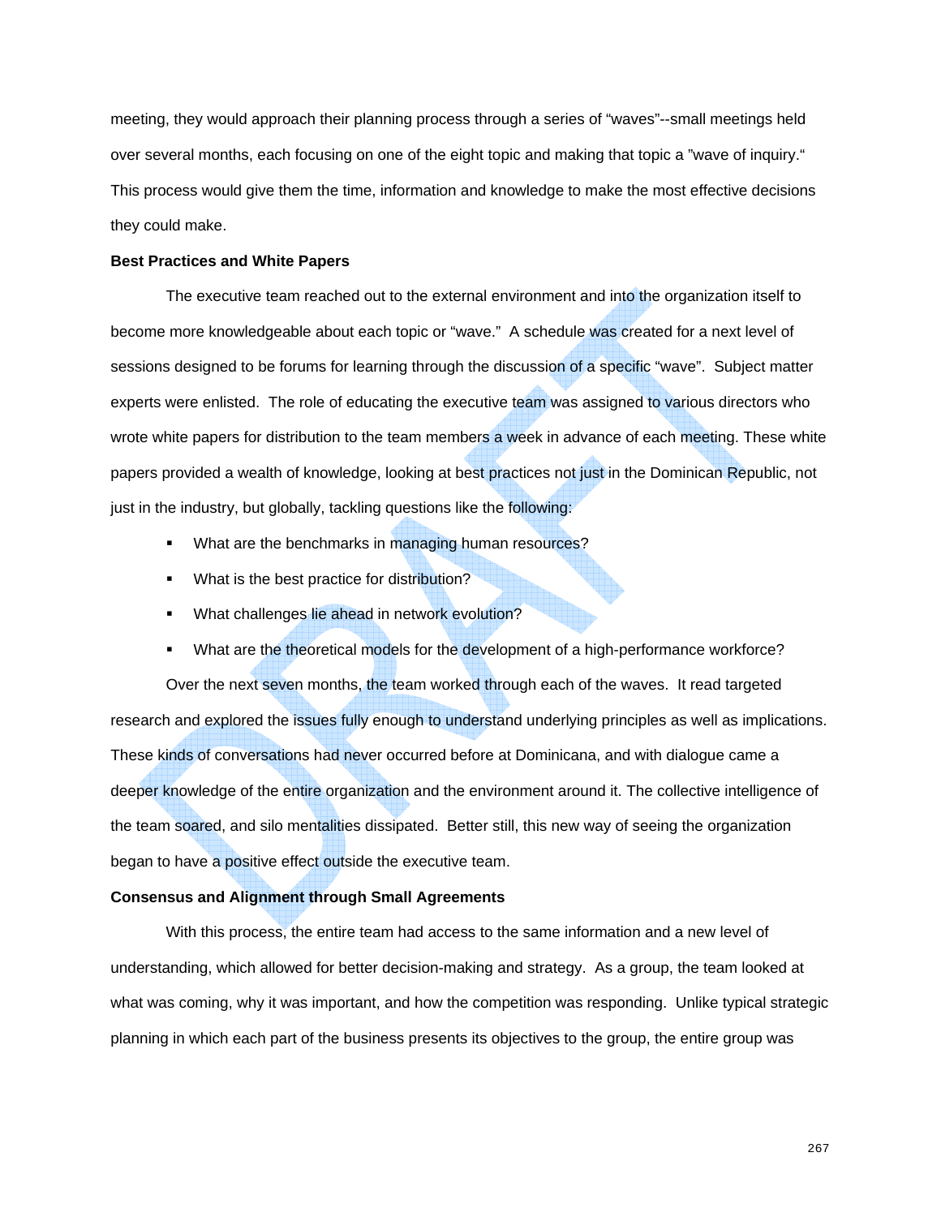meeting, they would approach their planning process through a series of "waves"--small meetings held over several months, each focusing on one of the eight topic and making that topic a "wave of inquiry." This process would give them the time, information and knowledge to make the most effective decisions they could make.

**Best Practices and White Papers**

The executive team reached out to the external environment and into the organization itself to become more knowledgeable about each topic or "wave." A schedule was created for a next level of sessions designed to be forums for learning through the discussion of a specific "wave". Subject matter experts were enlisted. The role of educating the executive team was assigned to various directors who wrote white papers for distribution to the team members a week in advance of each meeting. These white papers provided a wealth of knowledge, looking at best practices not just in the Dominican Republic, not just in the industry, but globally, tackling questions like the following:

- What are the benchmarks in managing human resources?
- What is the best practice for distribution?
- What challenges lie ahead in network evolution?
- What are the theoretical models for the development of a high-performance workforce?

Over the next seven months, the team worked through each of the waves. It read targeted research and explored the issues fully enough to understand underlying principles as well as implications. These kinds of conversations had never occurred before at Dominicana, and with dialogue came a deeper knowledge of the entire organization and the environment around it. The collective intelligence of the team soared, and silo mentalities dissipated. Better still, this new way of seeing the organization began to have a positive effect outside the executive team.

**Consensus and Alignment through Small Agreements**

With this process, the entire team had access to the same information and a new level of understanding, which allowed for better decision-making and strategy. As a group, the team looked at what was coming, why it was important, and how the competition was responding. Unlike typical strategic planning in which each part of the business presents its objectives to the group, the entire group was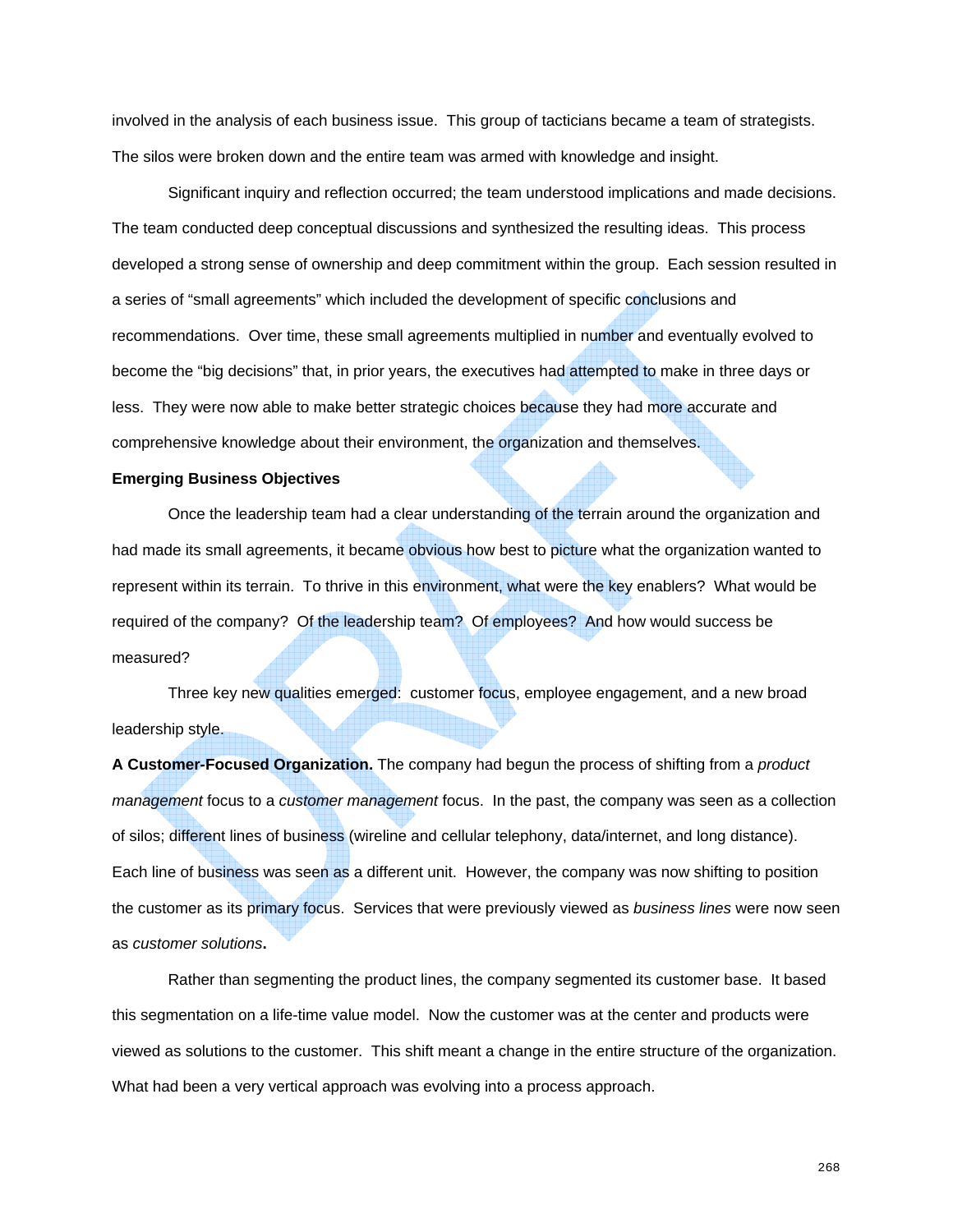involved in the analysis of each business issue. This group of tacticians became a team of strategists. The silos were broken down and the entire team was armed with knowledge and insight.

Significant inquiry and reflection occurred; the team understood implications and made decisions. The team conducted deep conceptual discussions and synthesized the resulting ideas. This process developed a strong sense of ownership and deep commitment within the group. Each session resulted in a series of "small agreements" which included the development of specific conclusions and recommendations. Over time, these small agreements multiplied in number and eventually evolved to become the "big decisions" that, in prior years, the executives had attempted to make in three days or less. They were now able to make better strategic choices because they had more accurate and comprehensive knowledge about their environment, the organization and themselves.

**Emerging Business Objectives**

Once the leadership team had a clear understanding of the terrain around the organization and had made its small agreements, it became obvious how best to picture what the organization wanted to represent within its terrain. To thrive in this environment, what were the key enablers? What would be required of the company? Of the leadership team? Of employees? And how would success be measured?

Three key new qualities emerged: customer focus, employee engagement, and a new broad leadership style.

**A Customer-Focused Organization.** The company had begun the process of shifting from a *product management* focus to a *customer management* focus. In the past, the company was seen as a collection of silos; different lines of business (wireline and cellular telephony, data/internet, and long distance). Each line of business was seen as a different unit. However, the company was now shifting to position the customer as its primary focus. Services that were previously viewed as *business lines* were now seen as *customer solutions***.**

Rather than segmenting the product lines, the company segmented its customer base. It based this segmentation on a life-time value model. Now the customer was at the center and products were viewed as solutions to the customer. This shift meant a change in the entire structure of the organization. What had been a very vertical approach was evolving into a process approach.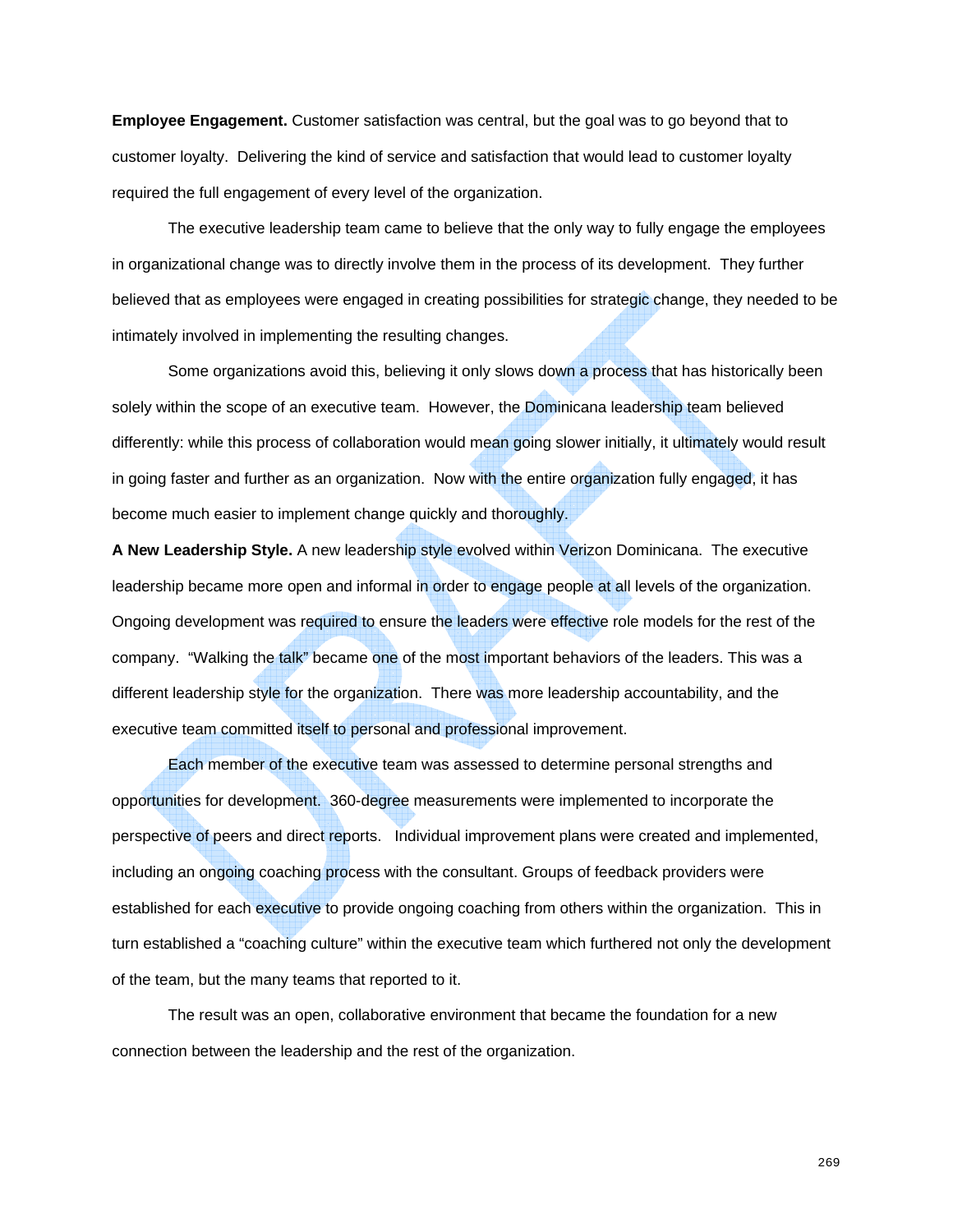**Employee Engagement.** Customer satisfaction was central, but the goal was to go beyond that to customer loyalty. Delivering the kind of service and satisfaction that would lead to customer loyalty required the full engagement of every level of the organization.

The executive leadership team came to believe that the only way to fully engage the employees in organizational change was to directly involve them in the process of its development. They further believed that as employees were engaged in creating possibilities for strategic change, they needed to be intimately involved in implementing the resulting changes.

Some organizations avoid this, believing it only slows down a process that has historically been solely within the scope of an executive team. However, the Dominicana leadership team believed differently: while this process of collaboration would mean going slower initially, it ultimately would result in going faster and further as an organization. Now with the entire organization fully engaged, it has become much easier to implement change quickly and thoroughly.

**A New Leadership Style.** A new leadership style evolved within Verizon Dominicana. The executive leadership became more open and informal in order to engage people at all levels of the organization. Ongoing development was required to ensure the leaders were effective role models for the rest of the company. "Walking the talk" became one of the most important behaviors of the leaders. This was a different leadership style for the organization. There was more leadership accountability, and the executive team committed itself to personal and professional improvement.

Each member of the executive team was assessed to determine personal strengths and opportunities for development. 360-degree measurements were implemented to incorporate the perspective of peers and direct reports. Individual improvement plans were created and implemented, including an ongoing coaching process with the consultant. Groups of feedback providers were established for each executive to provide ongoing coaching from others within the organization. This in turn established a "coaching culture" within the executive team which furthered not only the development of the team, but the many teams that reported to it.

The result was an open, collaborative environment that became the foundation for a new connection between the leadership and the rest of the organization.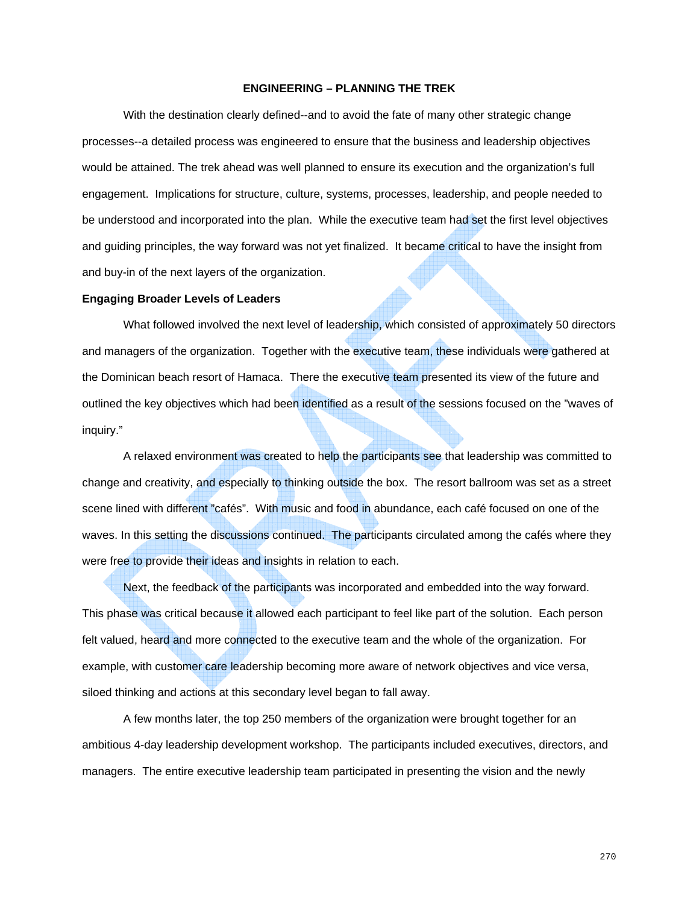## ENGINEERING – PLANNING THE TREK

With the destination clearly defined--and to avoid the fate of many other strategic change processes--a detailed process was engineered to ensure that the business and leadership objectives would be attained. The trek ahead was well planned to ensure its execution and the organization's full engagement. Implications for structure, culture, systems, processes, leadership, and people needed to be understood and incorporated into the plan. While the executive team had set the first level objectives and guiding principles, the way forward was not yet finalized. It became critical to have the insight from and buy-in of the next layers of the organization.

### Engaging Broader Levels of Leaders

What followed involved the next level of leadership, which consisted of approximately 50 directors and managers of the organization. Together with the executive team, these individuals were gathered at the Dominican beach resort of Hamaca. There the executive team presented its view of the future and outlined the key objectives which had been identified as a result of the sessions focused on the "waves of inquiry."

A relaxed environment was created to help the participants see that leadership was committed to change and creativity, and especially to thinking outside the box. The resort ballroom was set as a street scene lined with different "cafés". With music and food in abundance, each café focused on one of the waves. In this setting the discussions continued. The participants circulated among the cafés where they were free to provide their ideas and insights in relation to each.

Next, the feedback of the participants was incorporated and embedded into the way forward. This phase was critical because it allowed each participant to feel like part of the solution. Each person felt valued, heard and more connected to the executive team and the whole of the organization. For example, with customer care leadership becoming more aware of network objectives and vice versa, siloed thinking and actions at this secondary level began to fall away.

A few months later, the top 250 members of the organization were brought together for an ambitious 4-day leadership development workshop. The participants included executives, directors, and managers. The entire executive leadership team participated in presenting the vision and the newly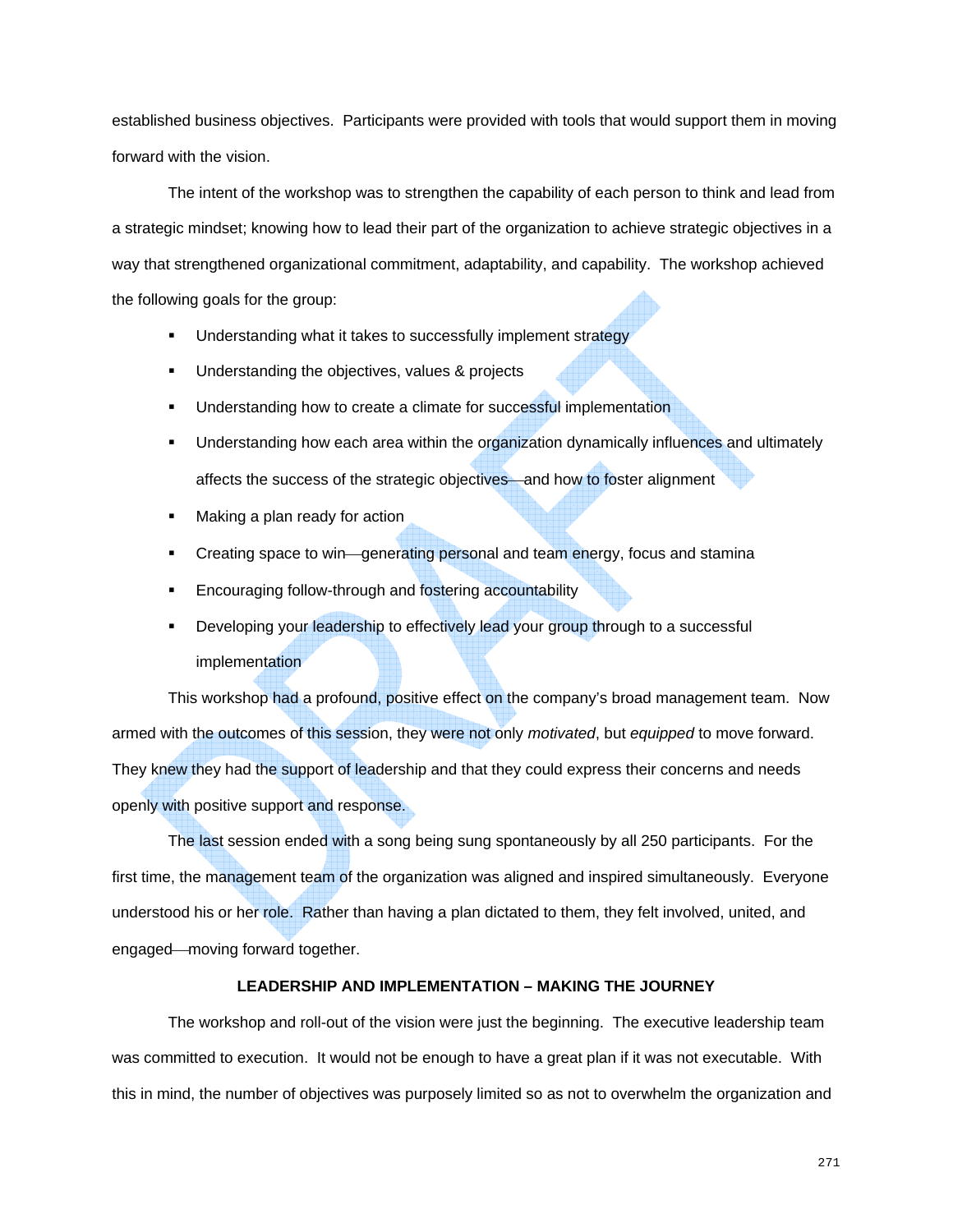established business objectives. Participants were provided with tools that would support them in moving forward with the vision.

The intent of the workshop was to strengthen the capability of each person to think and lead from a strategic mindset; knowing how to lead their part of the organization to achieve strategic objectives in a way that strengthened organizational commitment, adaptability, and capability. The workshop achieved the following goals for the group:

- Understanding what it takes to successfully implement strategy
- Understanding the objectives, values & projects
- Understanding how to create a climate for successful implementation
- Understanding how each area within the organization dynamically influences and ultimately affects the success of the strategic objectives—and how to foster alignment
- Making a plan ready for action
- Creating space to win—generating personal and team energy, focus and stamina
- Encouraging follow-through and fostering accountability
- Developing your leadership to effectively lead your group through to a successful implementation

This workshop had a profound, positive effect on the company's broad management team. Now armed with the outcomes of this session, they were not only *motivated*, but *equipped* to move forward. They knew they had the support of leadership and that they could express their concerns and needs openly with positive support and response.

The last session ended with a song being sung spontaneously by all 250 participants. For the first time, the management team of the organization was aligned and inspired simultaneously. Everyone understood his or her role. Rather than having a plan dictated to them, they felt involved, united, and engaged—moving forward together.

## LEADERSHIP AND IMPLEMENTATION – MAKING THE JOURNEY

The workshop and roll-out of the vision were just the beginning. The executive leadership team was committed to execution. It would not be enough to have a great plan if it was not executable. With this in mind, the number of objectives was purposely limited so as not to overwhelm the organization and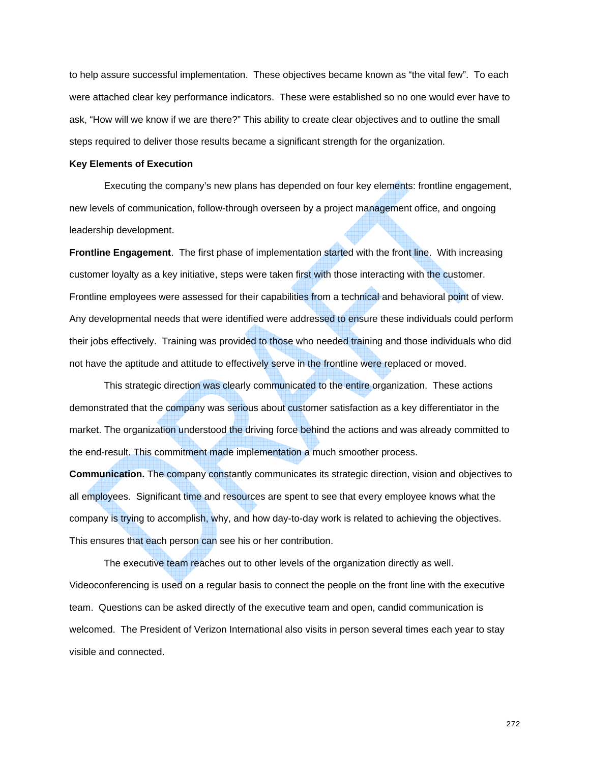to help assure successful implementation. These objectives became known as “the vital few”. To each were attached clear key performance indicators. These were established so no one would ever have to ask, “How will we know if we are there?” This ability to create clear objectives and to outline the small steps required to deliver those results became a significant strength for the organization.

**Key Elements of Execution**

Executing the company’s new plans has depended on four key elements: frontline engagement, new levels of communication, follow-through overseen by a project management office, and ongoing leadership development.

**Frontline Engagement**. The first phase of implementation started with the front line. With increasing customer loyalty as a key initiative, steps were taken first with those interacting with the customer. Frontline employees were assessed for their capabilities from a technical and behavioral point of view. Any developmental needs that were identified were addressed to ensure these individuals could perform their jobs effectively. Training was provided to those who needed training and those individuals who did not have the aptitude and attitude to effectively serve in the frontline were replaced or moved.

This strategic direction was clearly communicated to the entire organization. These actions demonstrated that the company was serious about customer satisfaction as a key differentiator in the market. The organization understood the driving force behind the actions and was already committed to the end-result. This commitment made implementation a much smoother process.

**Communication.** The company constantly communicates its strategic direction, vision and objectives to all employees. Significant time and resources are spent to see that every employee knows what the company is trying to accomplish, why, and how day-to-day work is related to achieving the objectives. This ensures that each person can see his or her contribution.

The executive team reaches out to other levels of the organization directly as well. Videoconferencing is used on a regular basis to connect the people on the front line with the executive team. Questions can be asked directly of the executive team and open, candid communication is welcomed. The President of Verizon International also visits in person several times each year to stay visible and connected.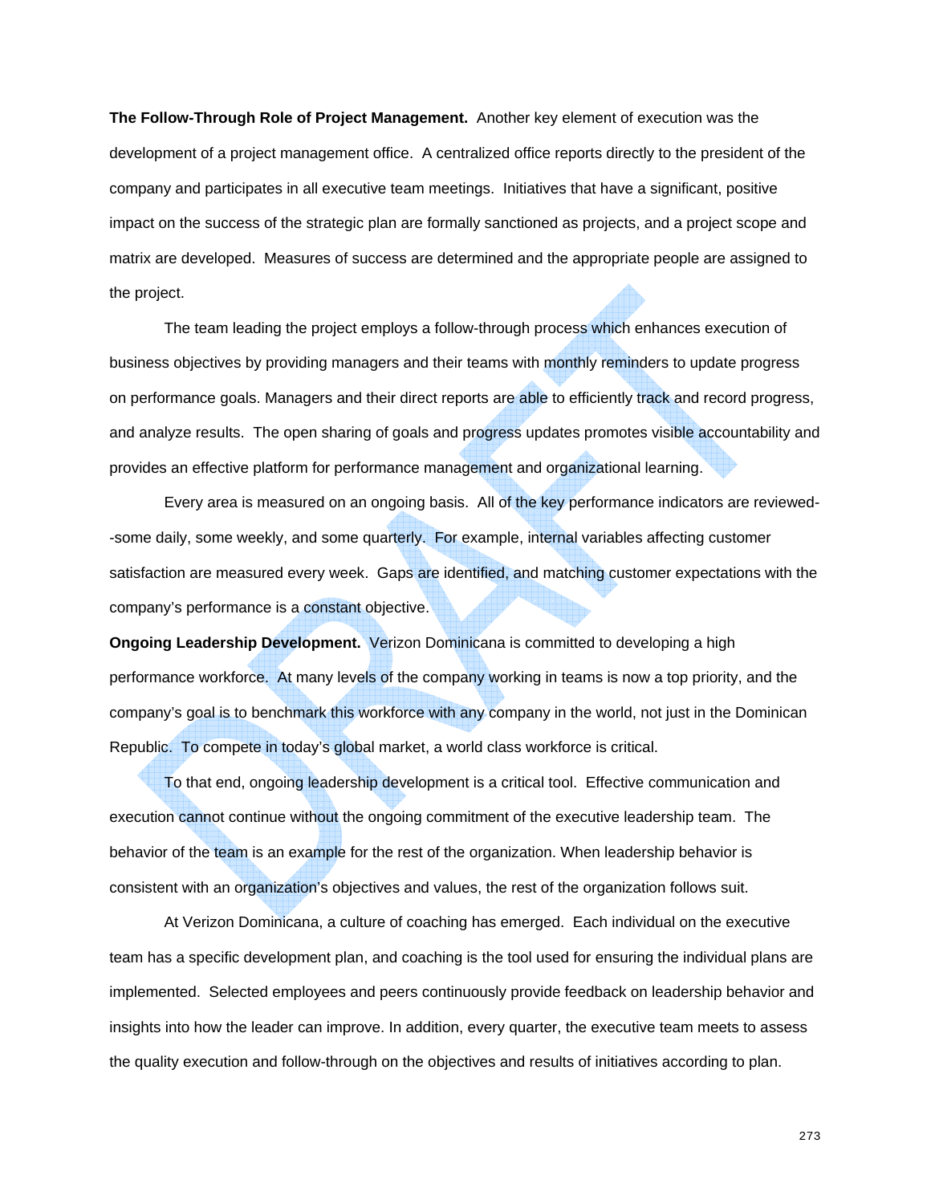**The Follow-Through Role of Project Management.** Another key element of execution was the development of a project management office. A centralized office reports directly to the president of the company and participates in all executive team meetings. Initiatives that have a significant, positive impact on the success of the strategic plan are formally sanctioned as projects, and a project scope and matrix are developed. Measures of success are determined and the appropriate people are assigned to the project.

The team leading the project employs a follow-through process which enhances execution of business objectives by providing managers and their teams with monthly reminders to update progress on performance goals. Managers and their direct reports are able to efficiently track and record progress, and analyze results. The open sharing of goals and progress updates promotes visible accountability and provides an effective platform for performance management and organizational learning.

Every area is measured on an ongoing basis. All of the key performance indicators are reviewed--some daily, some weekly, and some quarterly. For example, internal variables affecting customer satisfaction are measured every week. Gaps are identified, and matching customer expectations with the company's performance is a constant objective.

**Ongoing Leadership Development.** Verizon Dominicana is committed to developing a high performance workforce. At many levels of the company working in teams is now a top priority, and the company's goal is to benchmark this workforce with any company in the world, not just in the Dominican Republic. To compete in today's global market, a world class workforce is critical.

To that end, ongoing leadership development is a critical tool. Effective communication and execution cannot continue without the ongoing commitment of the executive leadership team. The behavior of the team is an example for the rest of the organization. When leadership behavior is consistent with an organization's objectives and values, the rest of the organization follows suit.

At Verizon Dominicana, a culture of coaching has emerged. Each individual on the executive team has a specific development plan, and coaching is the tool used for ensuring the individual plans are implemented. Selected employees and peers continuously provide feedback on leadership behavior and insights into how the leader can improve. In addition, every quarter, the executive team meets to assess the quality execution and follow-through on the objectives and results of initiatives according to plan.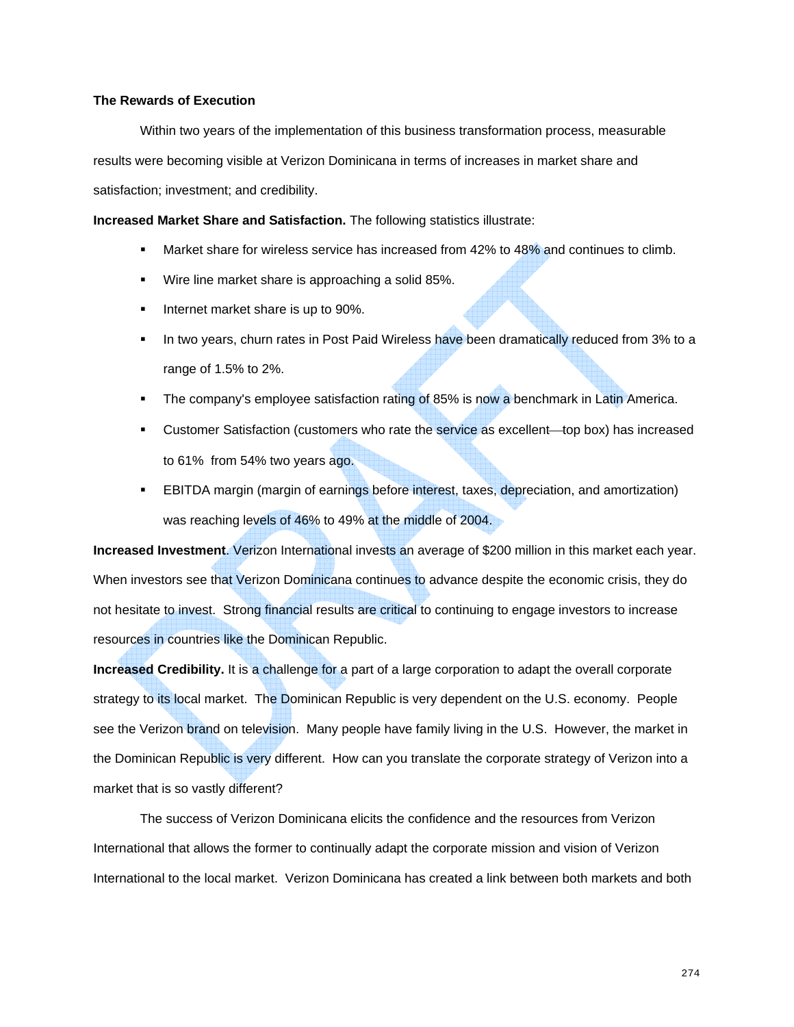**The Rewards of Execution**

Within two years of the implementation of this business transformation process, measurable results were becoming visible at Verizon Dominicana in terms of increases in market share and satisfaction; investment; and credibility.

**Increased Market Share and Satisfaction.** The following statistics illustrate:

- Market share for wireless service has increased from 42% to 48% and continues to climb.
- Wire line market share is approaching a solid 85%.
- Internet market share is up to 90%.
- In two years, churn rates in Post Paid Wireless have been dramatically reduced from 3% to a range of 1.5% to 2%.
- The company's employee satisfaction rating of 85% is now a benchmark in Latin America.
- Customer Satisfaction (customers who rate the service as excellent—top box) has increased to 61% from 54% two years ago.
- EBITDA margin (margin of earnings before interest, taxes, depreciation, and amortization) was reaching levels of 46% to 49% at the middle of 2004.

**Increased Investment**. Verizon International invests an average of $200 million in this market each year. When investors see that Verizon Dominicana continues to advance despite the economic crisis, they do not hesitate to invest. Strong financial results are critical to continuing to engage investors to increase resources in countries like the Dominican Republic.

**Increased Credibility.** It is a challenge for a part of a large corporation to adapt the overall corporate strategy to its local market. The Dominican Republic is very dependent on the U.S. economy. People see the Verizon brand on television. Many people have family living in the U.S. However, the market in the Dominican Republic is very different. How can you translate the corporate strategy of Verizon into a market that is so vastly different?

The success of Verizon Dominicana elicits the confidence and the resources from Verizon International that allows the former to continually adapt the corporate mission and vision of Verizon International to the local market. Verizon Dominicana has created a link between both markets and both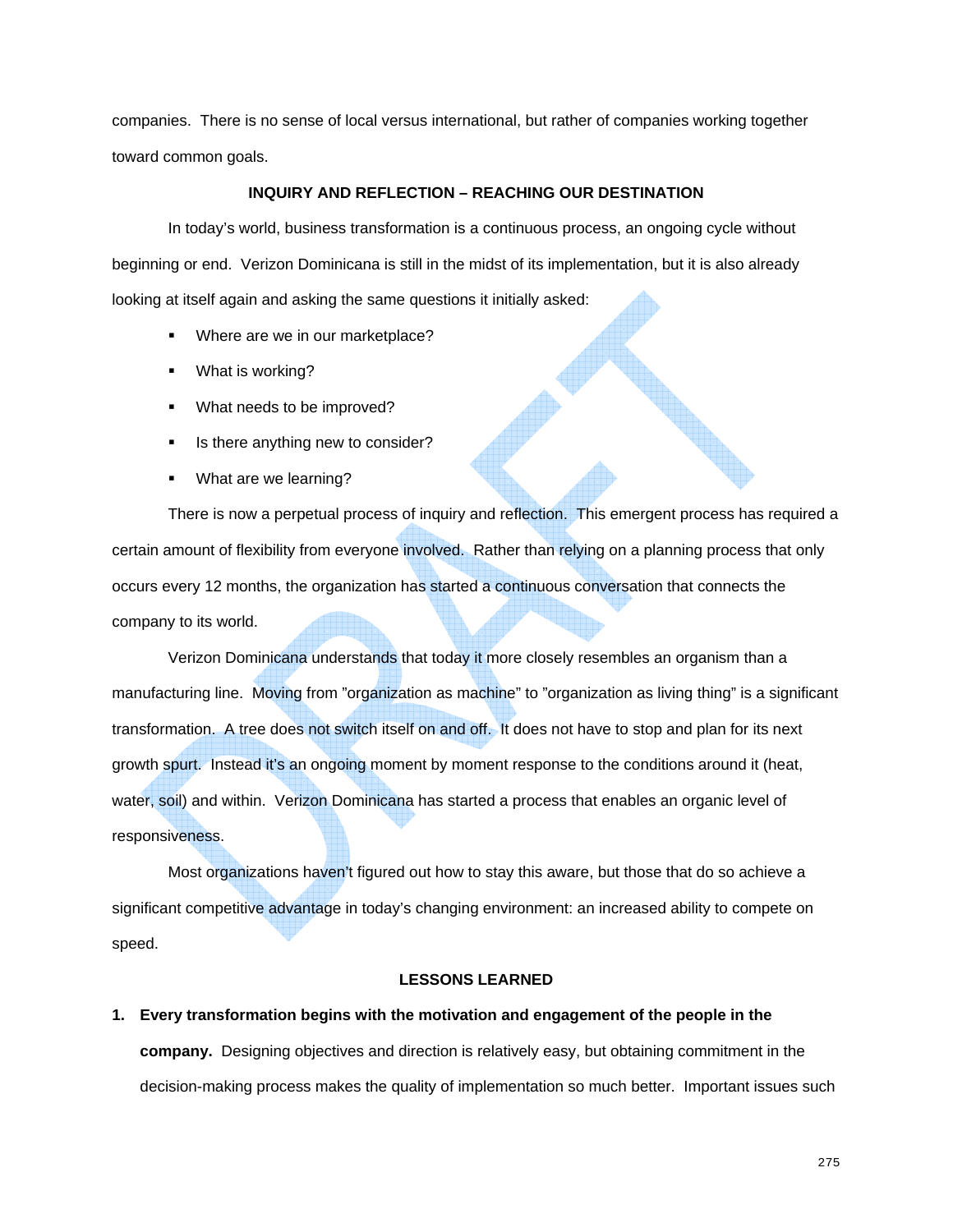companies. There is no sense of local versus international, but rather of companies working together toward common goals.

## INQUIRY AND REFLECTION – REACHING OUR DESTINATION

In today's world, business transformation is a continuous process, an ongoing cycle without beginning or end. Verizon Dominicana is still in the midst of its implementation, but it is also already looking at itself again and asking the same questions it initially asked:

- Where are we in our marketplace?
- What is working?
- What needs to be improved?
- Is there anything new to consider?
- What are we learning?

There is now a perpetual process of inquiry and reflection. This emergent process has required a certain amount of flexibility from everyone involved. Rather than relying on a planning process that only occurs every 12 months, the organization has started a continuous conversation that connects the company to its world.

Verizon Dominicana understands that today it more closely resembles an organism than a manufacturing line. Moving from "organization as machine" to "organization as living thing" is a significant transformation. A tree does not switch itself on and off. It does not have to stop and plan for its next growth spurt. Instead it's an ongoing moment by moment response to the conditions around it (heat, water, soil) and within. Verizon Dominicana has started a process that enables an organic level of responsiveness.

Most organizations haven't figured out how to stay this aware, but those that do so achieve a significant competitive advantage in today's changing environment: an increased ability to compete on speed.

## LESSONS LEARNED

1. **Every transformation begins with the motivation and engagement of the people in the company.** Designing objectives and direction is relatively easy, but obtaining commitment in the decision-making process makes the quality of implementation so much better. Important issues such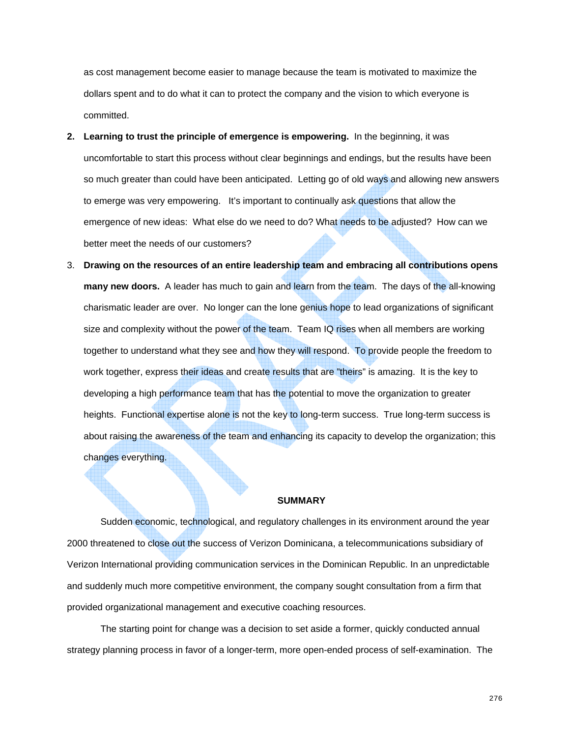as cost management become easier to manage because the team is motivated to maximize the dollars spent and to do what it can to protect the company and the vision to which everyone is committed.

2. **Learning to trust the principle of emergence is empowering.** In the beginning, it was uncomfortable to start this process without clear beginnings and endings, but the results have been so much greater than could have been anticipated. Letting go of old ways and allowing new answers to emerge was very empowering. It's important to continually ask questions that allow the emergence of new ideas: What else do we need to do? What needs to be adjusted? How can we better meet the needs of our customers?

3. **Drawing on the resources of an entire leadership team and embracing all contributions opens many new doors.** A leader has much to gain and learn from the team. The days of the all-knowing charismatic leader are over. No longer can the lone genius hope to lead organizations of significant size and complexity without the power of the team. Team IQ rises when all members are working together to understand what they see and how they will respond. To provide people the freedom to work together, express their ideas and create results that are "theirs" is amazing. It is the key to developing a high performance team that has the potential to move the organization to greater heights. Functional expertise alone is not the key to long-term success. True long-term success is about raising the awareness of the team and enhancing its capacity to develop the organization; this changes everything.

## SUMMARY

Sudden economic, technological, and regulatory challenges in its environment around the year 2000 threatened to close out the success of Verizon Dominicana, a telecommunications subsidiary of Verizon International providing communication services in the Dominican Republic. In an unpredictable and suddenly much more competitive environment, the company sought consultation from a firm that provided organizational management and executive coaching resources.

The starting point for change was a decision to set aside a former, quickly conducted annual strategy planning process in favor of a longer-term, more open-ended process of self-examination. The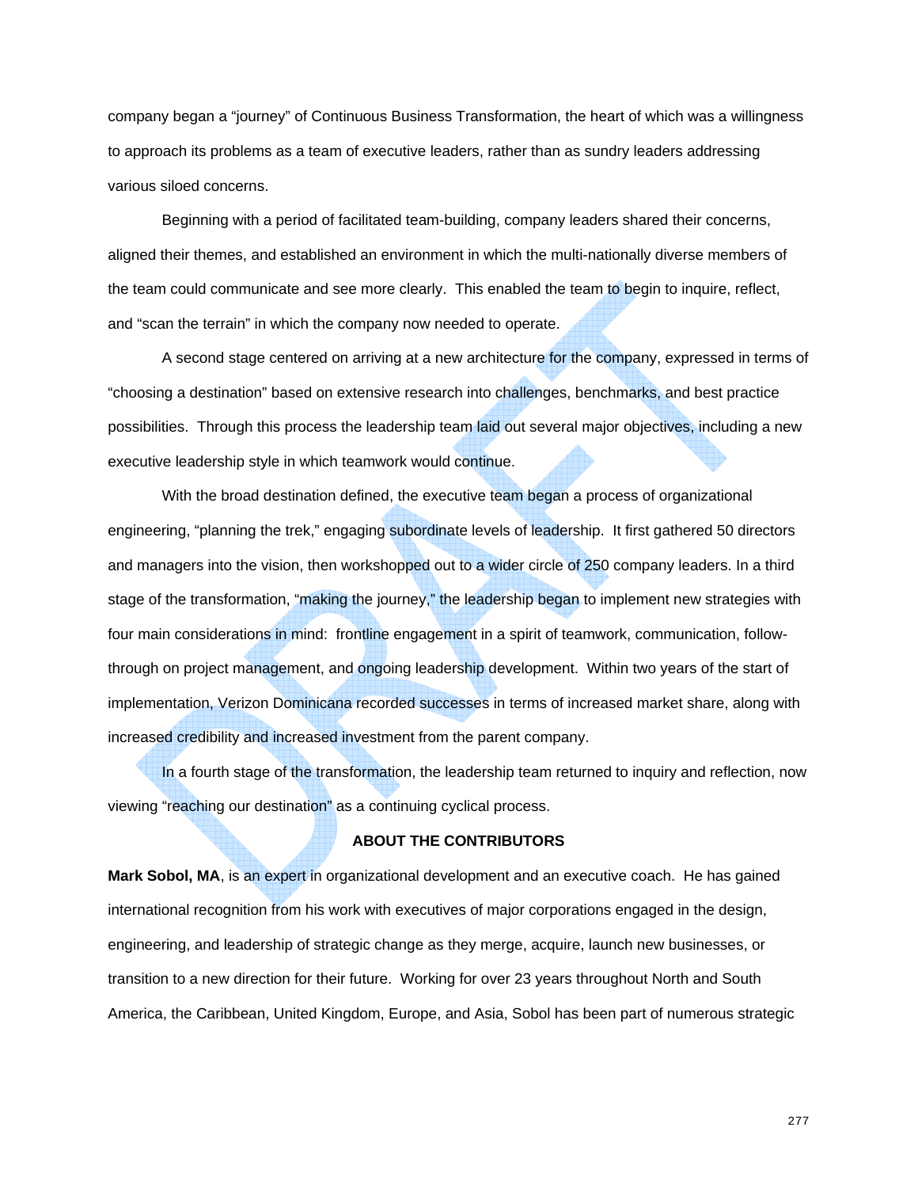company began a "journey" of Continuous Business Transformation, the heart of which was a willingness to approach its problems as a team of executive leaders, rather than as sundry leaders addressing various siloed concerns.

Beginning with a period of facilitated team-building, company leaders shared their concerns, aligned their themes, and established an environment in which the multi-nationally diverse members of the team could communicate and see more clearly. This enabled the team to begin to inquire, reflect, and "scan the terrain" in which the company now needed to operate.

A second stage centered on arriving at a new architecture for the company, expressed in terms of "choosing a destination" based on extensive research into challenges, benchmarks, and best practice possibilities. Through this process the leadership team laid out several major objectives, including a new executive leadership style in which teamwork would continue.

With the broad destination defined, the executive team began a process of organizational engineering, "planning the trek," engaging subordinate levels of leadership. It first gathered 50 directors and managers into the vision, then workshopped out to a wider circle of 250 company leaders. In a third stage of the transformation, "making the journey," the leadership began to implement new strategies with four main considerations in mind: frontline engagement in a spirit of teamwork, communication, follow-through on project management, and ongoing leadership development. Within two years of the start of implementation, Verizon Dominicana recorded successes in terms of increased market share, along with increased credibility and increased investment from the parent company.

In a fourth stage of the transformation, the leadership team returned to inquiry and reflection, now viewing "reaching our destination" as a continuing cyclical process.

## ABOUT THE CONTRIBUTORS

**Mark Sobol, MA**, is an expert in organizational development and an executive coach. He has gained international recognition from his work with executives of major corporations engaged in the design, engineering, and leadership of strategic change as they merge, acquire, launch new businesses, or transition to a new direction for their future. Working for over 23 years throughout North and South America, the Caribbean, United Kingdom, Europe, and Asia, Sobol has been part of numerous strategic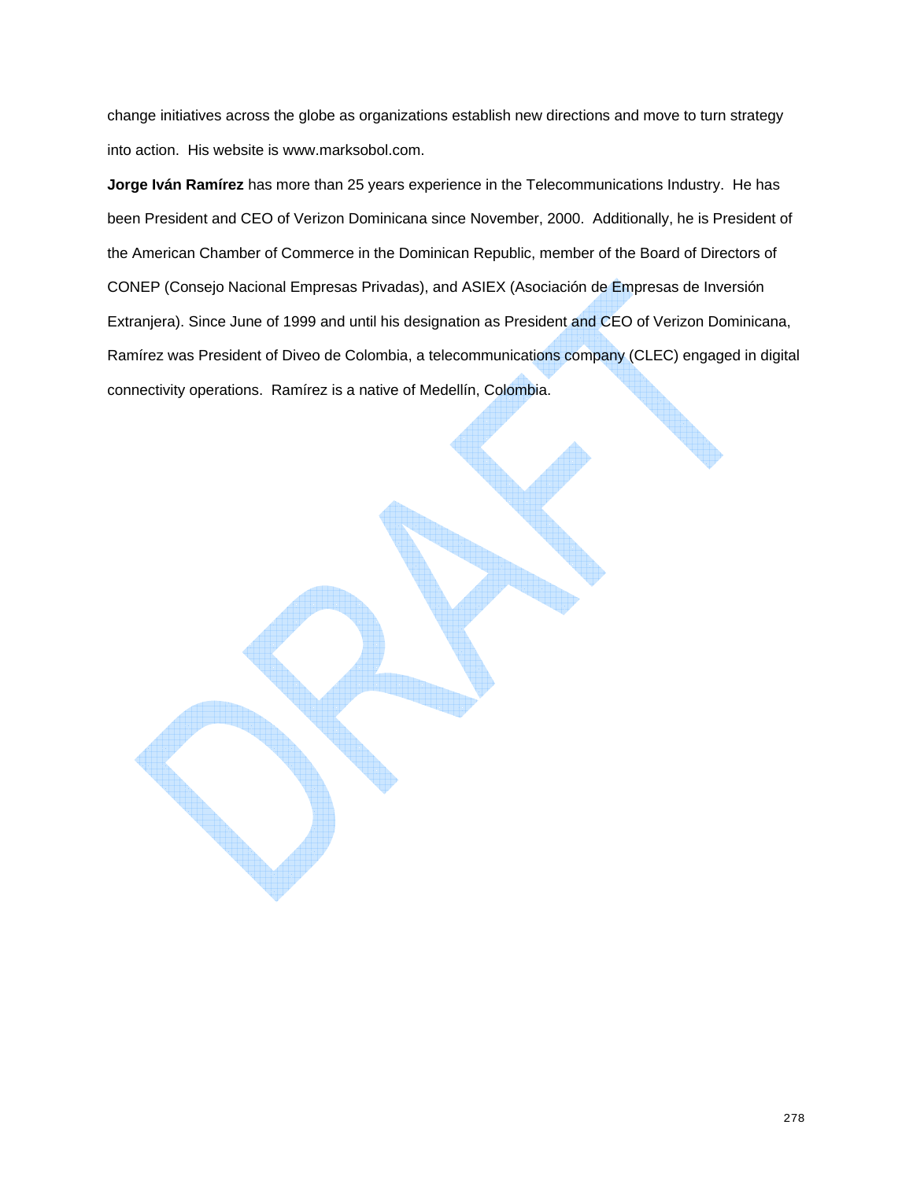change initiatives across the globe as organizations establish new directions and move to turn strategy into action. His website is www.marksobol.com.

**Jorge Iván Ramírez** has more than 25 years experience in the Telecommunications Industry. He has been President and CEO of Verizon Dominicana since November, 2000. Additionally, he is President of the American Chamber of Commerce in the Dominican Republic, member of the Board of Directors of CONEP (Consejo Nacional Empresas Privadas), and ASIEX (Asociación de Empresas de Inversión Extranjera). Since June of 1999 and until his designation as President and CEO of Verizon Dominicana, Ramírez was President of Diveo de Colombia, a telecommunications company (CLEC) engaged in digital connectivity operations. Ramírez is a native of Medellín, Colombia.